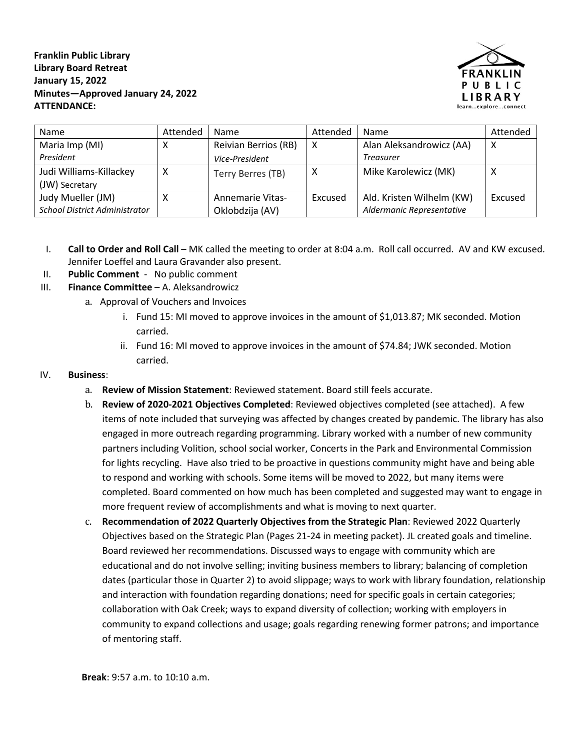**Franklin Public Library**
**Library Board Retreat**
**January 15, 2022**
**Minutes—Approved January 24, 2022**
**ATTENDANCE:**

| Name | Attended | Name | Attended | Name | Attended |
|---|---|---|---|---|---|
| Maria Imp (MI) *President* | X | Reivian Berrios (RB) *Vice-President* | X | Alan Aleksandrowicz (AA) *Treasurer* | X |
| Judi Williams-Killackey (JW) Secretary | X | Terry Berres (TB) | X | Mike Karolewicz (MK) | X |
| Judy Mueller (JM) *School District Administrator* | X | Annemarie Vitas-Oklobdzija (AV) | Excused | Ald. Kristen Wilhelm (KW) *Aldermanic Representative* | Excused |

I. **Call to Order and Roll Call** – MK called the meeting to order at 8:04 a.m. Roll call occurred. AV and KW excused. Jennifer Loeffel and Laura Gravander also present.

II. **Public Comment** - No public comment

III. **Finance Committee** – A. Aleksandrowicz
   a. Approval of Vouchers and Invoices
      i. Fund 15: MI moved to approve invoices in the amount of $1,013.87; MK seconded. Motion carried.
      ii. Fund 16: MI moved to approve invoices in the amount of $74.84; JWK seconded. Motion carried.

IV. **Business**:
   a. **Review of Mission Statement**: Reviewed statement. Board still feels accurate.
   b. **Review of 2020-2021 Objectives Completed**: Reviewed objectives completed (see attached). A few items of note included that surveying was affected by changes created by pandemic. The library has also engaged in more outreach regarding programming. Library worked with a number of new community partners including Volition, school social worker, Concerts in the Park and Environmental Commission for lights recycling. Have also tried to be proactive in questions community might have and being able to respond and working with schools. Some items will be moved to 2022, but many items were completed. Board commented on how much has been completed and suggested may want to engage in more frequent review of accomplishments and what is moving to next quarter.
   c. **Recommendation of 2022 Quarterly Objectives from the Strategic Plan**: Reviewed 2022 Quarterly Objectives based on the Strategic Plan (Pages 21-24 in meeting packet). JL created goals and timeline. Board reviewed her recommendations. Discussed ways to engage with community which are educational and do not involve selling; inviting business members to library; balancing of completion dates (particular those in Quarter 2) to avoid slippage; ways to work with library foundation, relationship and interaction with foundation regarding donations; need for specific goals in certain categories; collaboration with Oak Creek; ways to expand diversity of collection; working with employers in community to expand collections and usage; goals regarding renewing former patrons; and importance of mentoring staff.

**Break**: 9:57 a.m. to 10:10 a.m.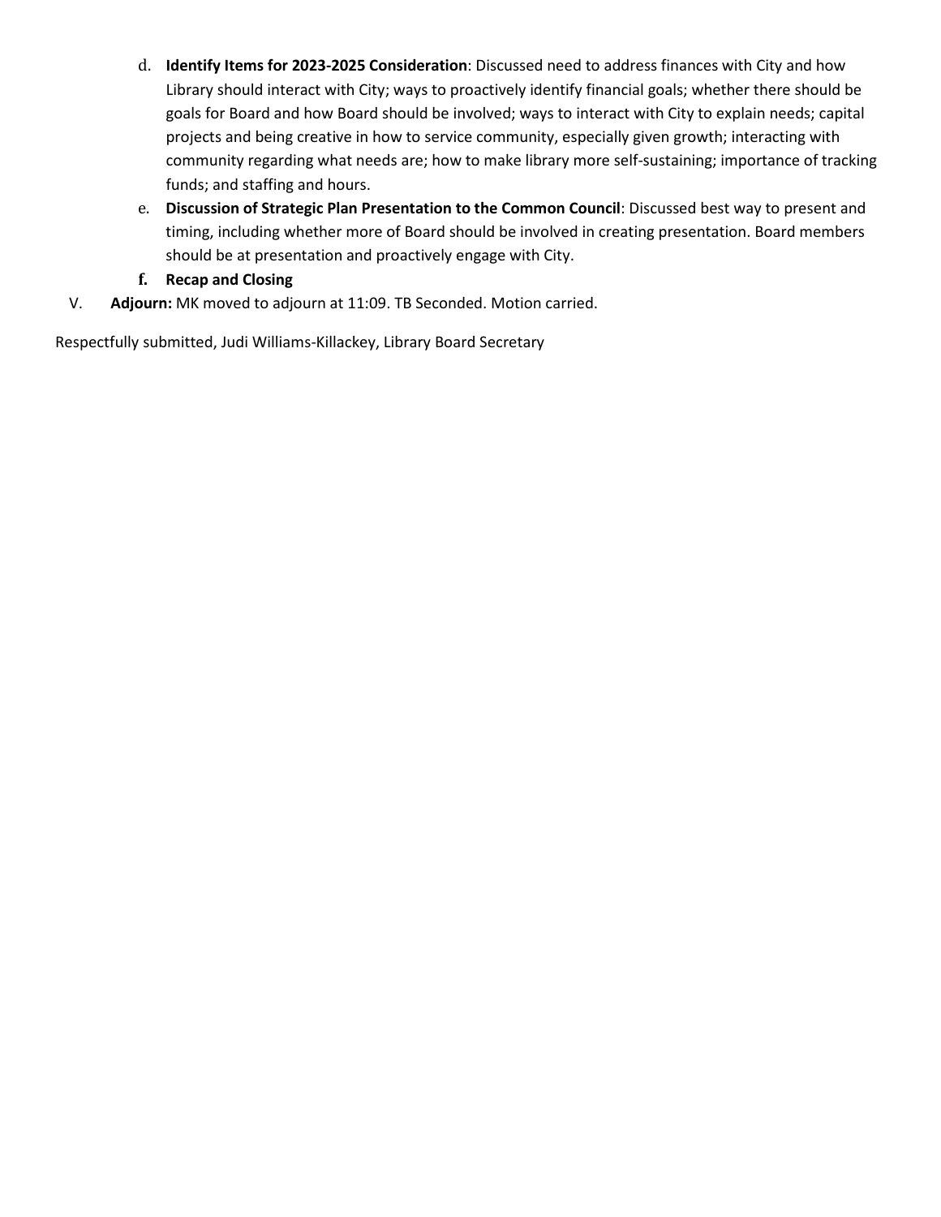d. **Identify Items for 2023-2025 Consideration**: Discussed need to address finances with City and how Library should interact with City; ways to proactively identify financial goals; whether there should be goals for Board and how Board should be involved; ways to interact with City to explain needs; capital projects and being creative in how to service community, especially given growth; interacting with community regarding what needs are; how to make library more self-sustaining; importance of tracking funds; and staffing and hours.

e. **Discussion of Strategic Plan Presentation to the Common Council**: Discussed best way to present and timing, including whether more of Board should be involved in creating presentation. Board members should be at presentation and proactively engage with City.

f. **Recap and Closing**

V. **Adjourn:** MK moved to adjourn at 11:09. TB Seconded. Motion carried.

Respectfully submitted, Judi Williams-Killackey, Library Board Secretary